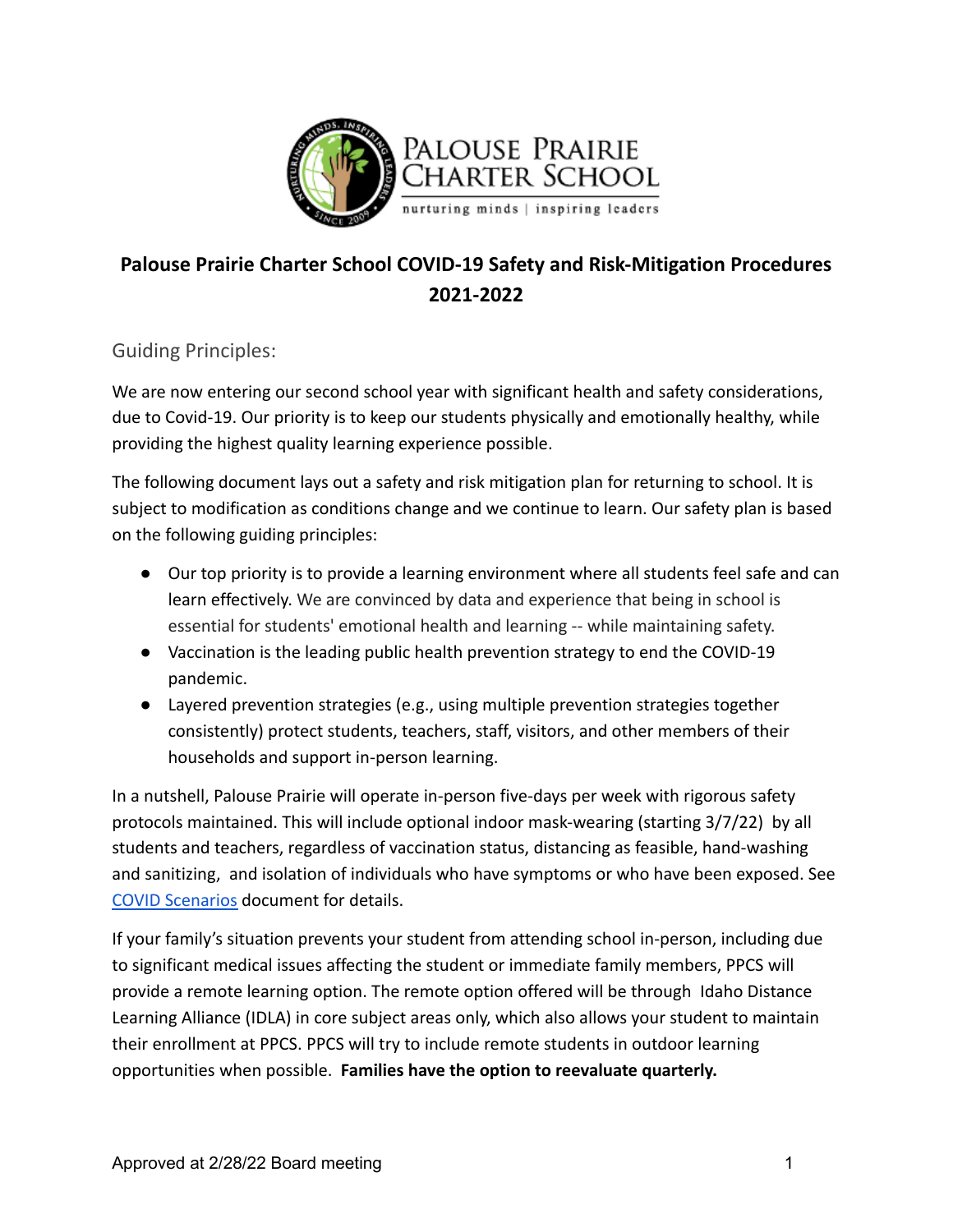# Palouse Prairie Charter School COVID-19 Safety and Risk-Mitigation Procedures 2021-2022

## Guiding Principles:

We are now entering our second school year with significant health and safety considerations, due to Covid-19. Our priority is to keep our students physically and emotionally healthy, while providing the highest quality learning experience possible.

The following document lays out a safety and risk mitigation plan for returning to school. It is subject to modification as conditions change and we continue to learn. Our safety plan is based on the following guiding principles:

- Our top priority is to provide a learning environment where all students feel safe and can learn effectively. We are convinced by data and experience that being in school is essential for students' emotional health and learning -- while maintaining safety.
- Vaccination is the leading public health prevention strategy to end the COVID-19 pandemic.
- Layered prevention strategies (e.g., using multiple prevention strategies together consistently) protect students, teachers, staff, visitors, and other members of their households and support in-person learning.

In a nutshell, Palouse Prairie will operate in-person five-days per week with rigorous safety protocols maintained. This will include optional indoor mask-wearing (starting 3/7/22) by all students and teachers, regardless of vaccination status, distancing as feasible, hand-washing and sanitizing, and isolation of individuals who have symptoms or who have been exposed. See [COVID Scenarios]() document for details.

If your family's situation prevents your student from attending school in-person, including due to significant medical issues affecting the student or immediate family members, PPCS will provide a remote learning option. The remote option offered will be through Idaho Distance Learning Alliance (IDLA) in core subject areas only, which also allows your student to maintain their enrollment at PPCS. PPCS will try to include remote students in outdoor learning opportunities when possible. **Families have the option to reevaluate quarterly.**

Approved at 2/28/22 Board meeting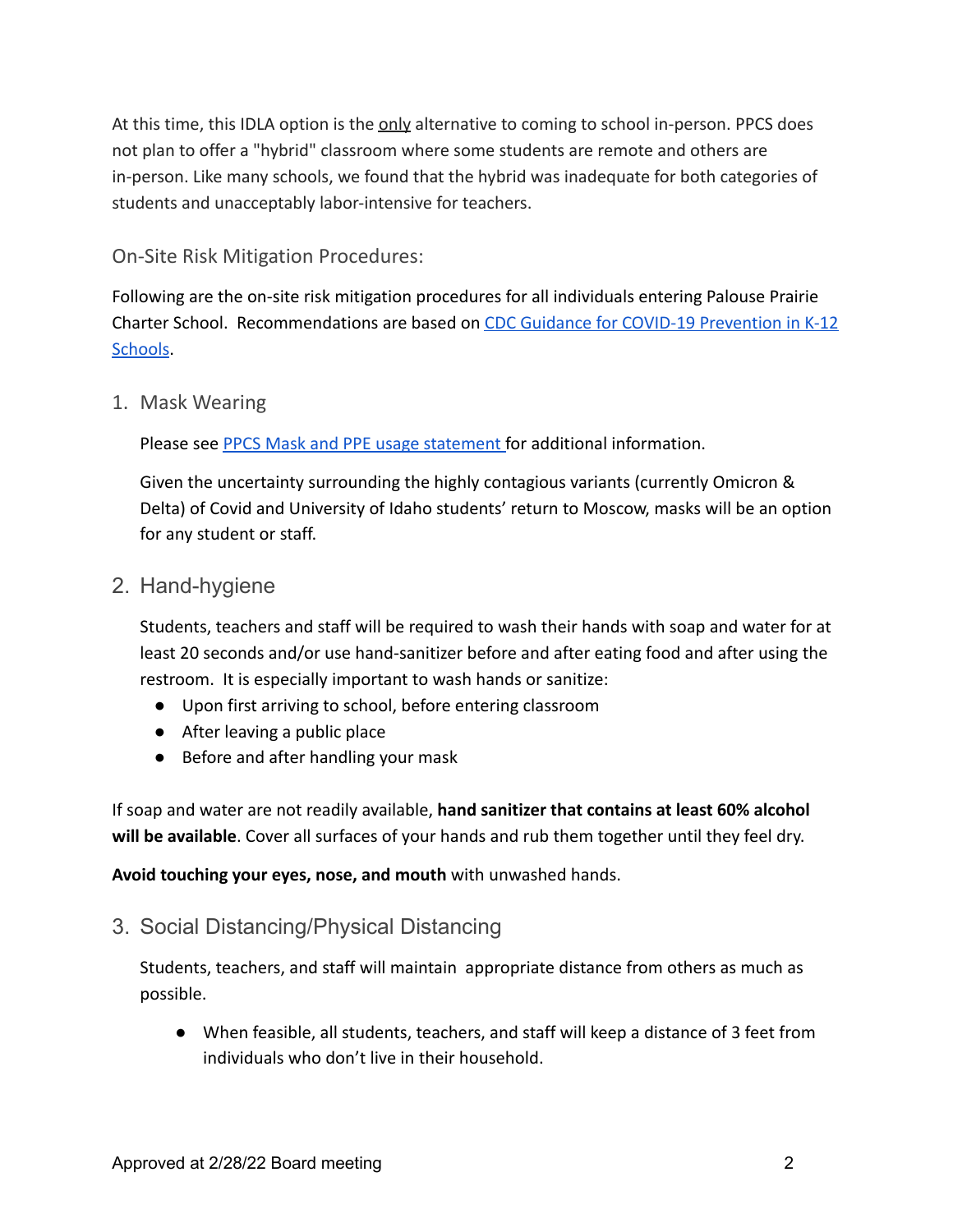At this time, this IDLA option is the only alternative to coming to school in-person. PPCS does not plan to offer a "hybrid" classroom where some students are remote and others are in-person. Like many schools, we found that the hybrid was inadequate for both categories of students and unacceptably labor-intensive for teachers.

## On-Site Risk Mitigation Procedures:

Following are the on-site risk mitigation procedures for all individuals entering Palouse Prairie Charter School. Recommendations are based on [CDC Guidance for COVID-19 Prevention in K-12 Schools](#).

### 1. Mask Wearing

Please see [PPCS Mask and PPE usage statement](#) for additional information.

Given the uncertainty surrounding the highly contagious variants (currently Omicron & Delta) of Covid and University of Idaho students' return to Moscow, masks will be an option for any student or staff.

### 2. Hand-hygiene

Students, teachers and staff will be required to wash their hands with soap and water for at least 20 seconds and/or use hand-sanitizer before and after eating food and after using the restroom. It is especially important to wash hands or sanitize:

- Upon first arriving to school, before entering classroom
- After leaving a public place
- Before and after handling your mask

If soap and water are not readily available, **hand sanitizer that contains at least 60% alcohol will be available**. Cover all surfaces of your hands and rub them together until they feel dry.

**Avoid touching your eyes, nose, and mouth** with unwashed hands.

### 3. Social Distancing/Physical Distancing

Students, teachers, and staff will maintain appropriate distance from others as much as possible.

- When feasible, all students, teachers, and staff will keep a distance of 3 feet from individuals who don't live in their household.

Approved at 2/28/22 Board meeting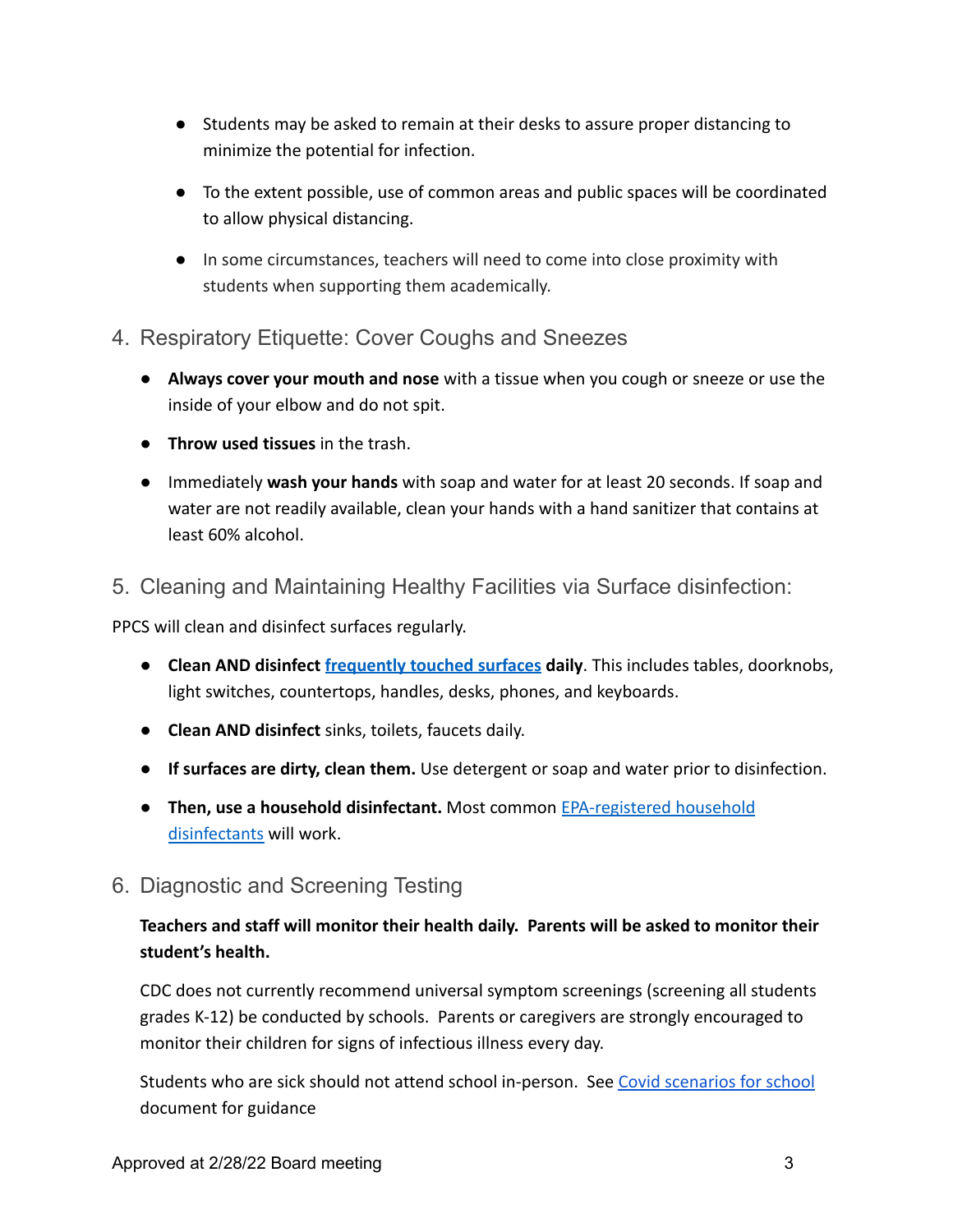- Students may be asked to remain at their desks to assure proper distancing to minimize the potential for infection.
- To the extent possible, use of common areas and public spaces will be coordinated to allow physical distancing.
- In some circumstances, teachers will need to come into close proximity with students when supporting them academically.

## 4. Respiratory Etiquette: Cover Coughs and Sneezes

- **Always cover your mouth and nose** with a tissue when you cough or sneeze or use the inside of your elbow and do not spit.
- **Throw used tissues** in the trash.
- Immediately **wash your hands** with soap and water for at least 20 seconds. If soap and water are not readily available, clean your hands with a hand sanitizer that contains at least 60% alcohol.

## 5. Cleaning and Maintaining Healthy Facilities via Surface disinfection:

PPCS will clean and disinfect surfaces regularly.

- **Clean AND disinfect frequently touched surfaces daily**. This includes tables, doorknobs, light switches, countertops, handles, desks, phones, and keyboards.
- **Clean AND disinfect** sinks, toilets, faucets daily.
- **If surfaces are dirty, clean them.** Use detergent or soap and water prior to disinfection.
- **Then, use a household disinfectant.** Most common EPA-registered household disinfectants will work.

## 6. Diagnostic and Screening Testing

**Teachers and staff will monitor their health daily. Parents will be asked to monitor their student's health.**

CDC does not currently recommend universal symptom screenings (screening all students grades K-12) be conducted by schools. Parents or caregivers are strongly encouraged to monitor their children for signs of infectious illness every day.

Students who are sick should not attend school in-person. See Covid scenarios for school document for guidance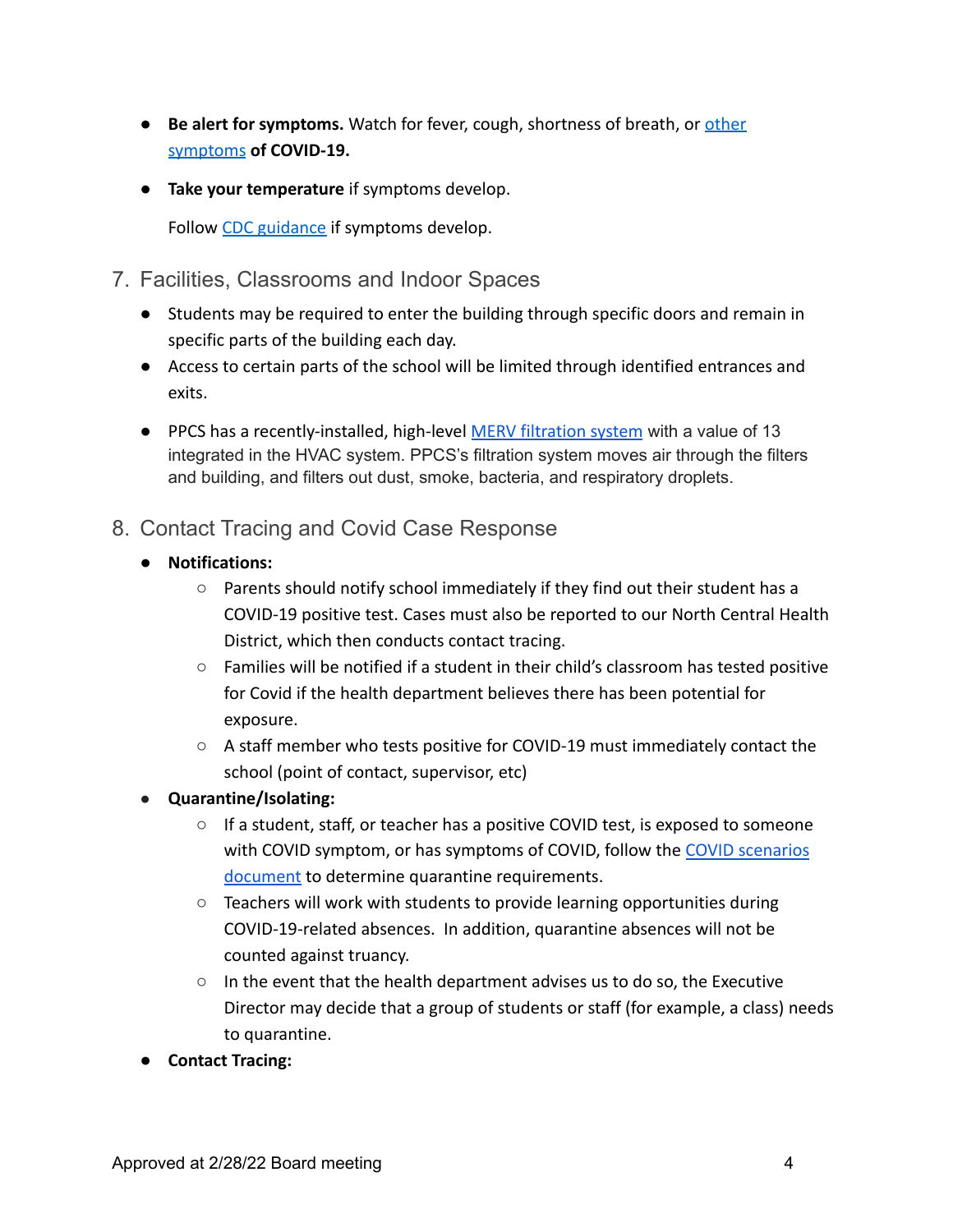- **Be alert for symptoms.** Watch for fever, cough, shortness of breath, or [other symptoms](#) **of COVID-19.**
- **Take your temperature** if symptoms develop.

  Follow [CDC guidance](#) if symptoms develop.

## 7. Facilities, Classrooms and Indoor Spaces

- Students may be required to enter the building through specific doors and remain in specific parts of the building each day.
- Access to certain parts of the school will be limited through identified entrances and exits.
- PPCS has a recently-installed, high-level [MERV filtration system](#) with a value of 13 integrated in the HVAC system. PPCS's filtration system moves air through the filters and building, and filters out dust, smoke, bacteria, and respiratory droplets.

## 8. Contact Tracing and Covid Case Response

- **Notifications:**
  - Parents should notify school immediately if they find out their student has a COVID-19 positive test. Cases must also be reported to our North Central Health District, which then conducts contact tracing.
  - Families will be notified if a student in their child's classroom has tested positive for Covid if the health department believes there has been potential for exposure.
  - A staff member who tests positive for COVID-19 must immediately contact the school (point of contact, supervisor, etc)
- **Quarantine/Isolating:**
  - If a student, staff, or teacher has a positive COVID test, is exposed to someone with COVID symptom, or has symptoms of COVID, follow the [COVID scenarios document](#) to determine quarantine requirements.
  - Teachers will work with students to provide learning opportunities during COVID-19-related absences. In addition, quarantine absences will not be counted against truancy.
  - In the event that the health department advises us to do so, the Executive Director may decide that a group of students or staff (for example, a class) needs to quarantine.
- **Contact Tracing:**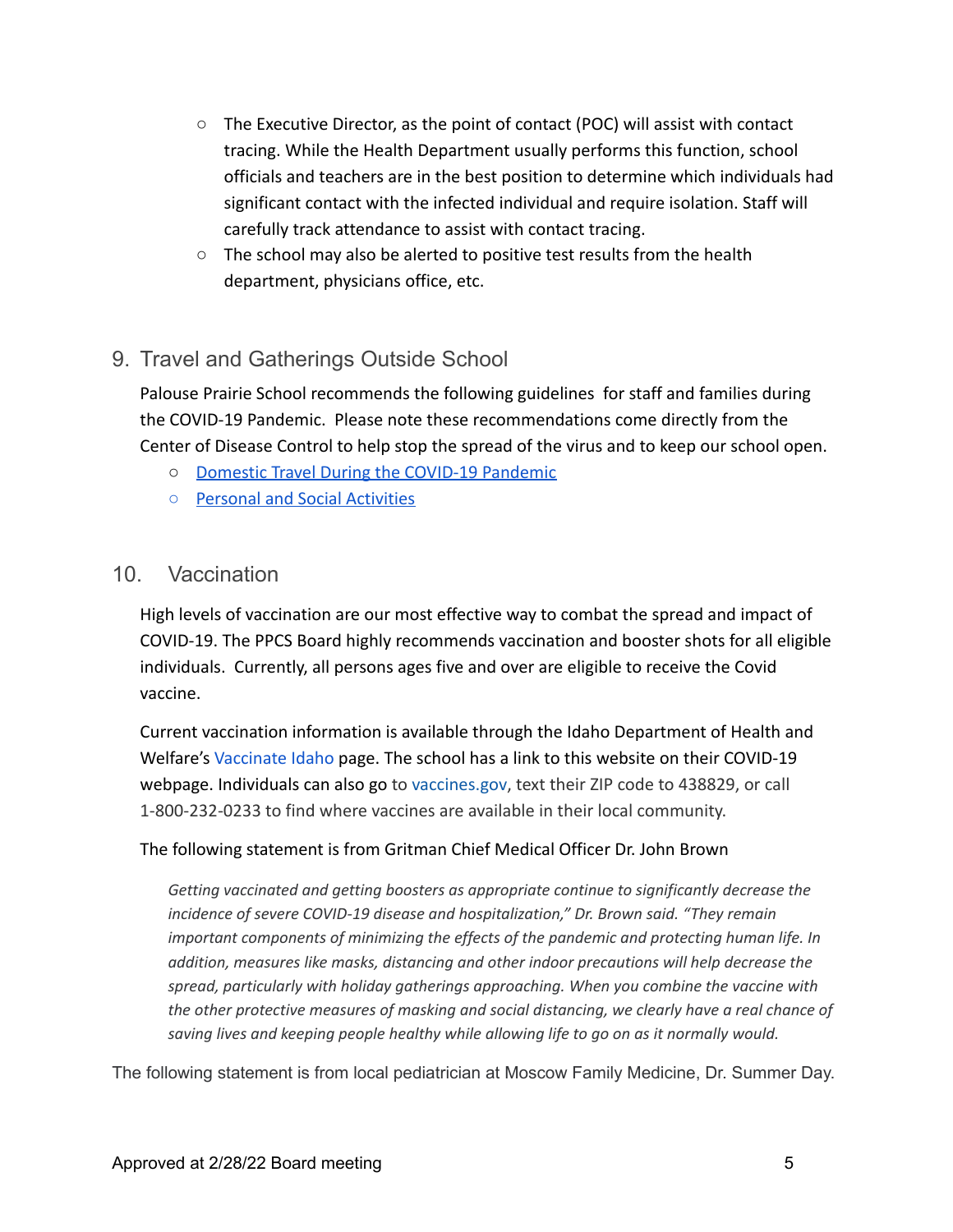- The Executive Director, as the point of contact (POC) will assist with contact tracing. While the Health Department usually performs this function, school officials and teachers are in the best position to determine which individuals had significant contact with the infected individual and require isolation. Staff will carefully track attendance to assist with contact tracing.
- The school may also be alerted to positive test results from the health department, physicians office, etc.

## 9. Travel and Gatherings Outside School

Palouse Prairie School recommends the following guidelines for staff and families during the COVID-19 Pandemic. Please note these recommendations come directly from the Center of Disease Control to help stop the spread of the virus and to keep our school open.

- Domestic Travel During the COVID-19 Pandemic
- Personal and Social Activities

## 10. Vaccination

High levels of vaccination are our most effective way to combat the spread and impact of COVID-19. The PPCS Board highly recommends vaccination and booster shots for all eligible individuals. Currently, all persons ages five and over are eligible to receive the Covid vaccine.

Current vaccination information is available through the Idaho Department of Health and Welfare's Vaccinate Idaho page. The school has a link to this website on their COVID-19 webpage. Individuals can also go to vaccines.gov, text their ZIP code to 438829, or call 1-800-232-0233 to find where vaccines are available in their local community.

The following statement is from Gritman Chief Medical Officer Dr. John Brown

> *Getting vaccinated and getting boosters as appropriate continue to significantly decrease the incidence of severe COVID-19 disease and hospitalization," Dr. Brown said. "They remain important components of minimizing the effects of the pandemic and protecting human life. In addition, measures like masks, distancing and other indoor precautions will help decrease the spread, particularly with holiday gatherings approaching. When you combine the vaccine with the other protective measures of masking and social distancing, we clearly have a real chance of saving lives and keeping people healthy while allowing life to go on as it normally would.*

The following statement is from local pediatrician at Moscow Family Medicine, Dr. Summer Day.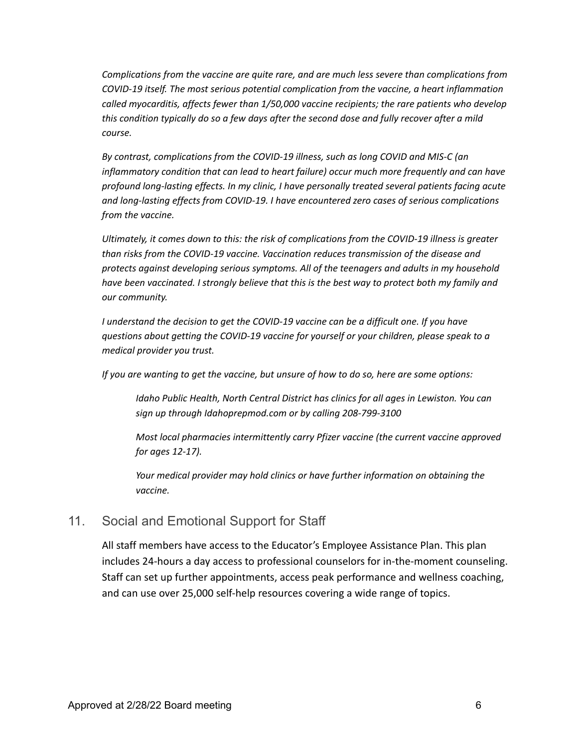*Complications from the vaccine are quite rare, and are much less severe than complications from COVID-19 itself. The most serious potential complication from the vaccine, a heart inflammation called myocarditis, affects fewer than 1/50,000 vaccine recipients; the rare patients who develop this condition typically do so a few days after the second dose and fully recover after a mild course.*

*By contrast, complications from the COVID-19 illness, such as long COVID and MIS-C (an inflammatory condition that can lead to heart failure) occur much more frequently and can have profound long-lasting effects. In my clinic, I have personally treated several patients facing acute and long-lasting effects from COVID-19. I have encountered zero cases of serious complications from the vaccine.*

*Ultimately, it comes down to this: the risk of complications from the COVID-19 illness is greater than risks from the COVID-19 vaccine. Vaccination reduces transmission of the disease and protects against developing serious symptoms. All of the teenagers and adults in my household have been vaccinated. I strongly believe that this is the best way to protect both my family and our community.*

*I understand the decision to get the COVID-19 vaccine can be a difficult one. If you have questions about getting the COVID-19 vaccine for yourself or your children, please speak to a medical provider you trust.*

*If you are wanting to get the vaccine, but unsure of how to do so, here are some options:*

> *Idaho Public Health, North Central District has clinics for all ages in Lewiston. You can sign up through Idahoprepmod.com or by calling 208-799-3100*
>
> *Most local pharmacies intermittently carry Pfizer vaccine (the current vaccine approved for ages 12-17).*
>
> *Your medical provider may hold clinics or have further information on obtaining the vaccine.*

## 11. Social and Emotional Support for Staff

All staff members have access to the Educator's Employee Assistance Plan. This plan includes 24-hours a day access to professional counselors for in-the-moment counseling. Staff can set up further appointments, access peak performance and wellness coaching, and can use over 25,000 self-help resources covering a wide range of topics.

Approved at 2/28/22 Board meeting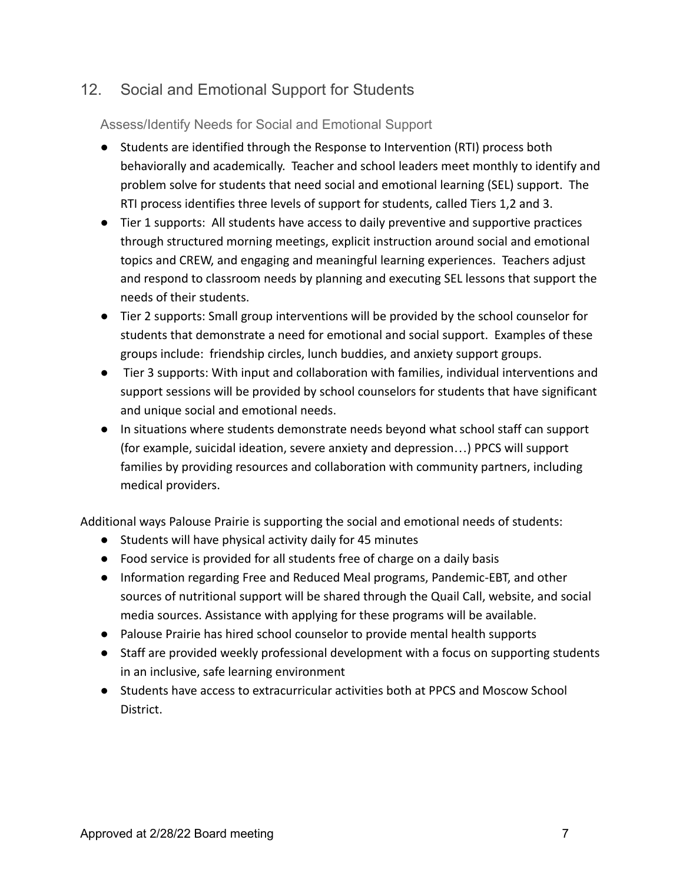## 12. Social and Emotional Support for Students

### Assess/Identify Needs for Social and Emotional Support

- Students are identified through the Response to Intervention (RTI) process both behaviorally and academically. Teacher and school leaders meet monthly to identify and problem solve for students that need social and emotional learning (SEL) support. The RTI process identifies three levels of support for students, called Tiers 1,2 and 3.
- Tier 1 supports: All students have access to daily preventive and supportive practices through structured morning meetings, explicit instruction around social and emotional topics and CREW, and engaging and meaningful learning experiences. Teachers adjust and respond to classroom needs by planning and executing SEL lessons that support the needs of their students.
- Tier 2 supports: Small group interventions will be provided by the school counselor for students that demonstrate a need for emotional and social support. Examples of these groups include: friendship circles, lunch buddies, and anxiety support groups.
- Tier 3 supports: With input and collaboration with families, individual interventions and support sessions will be provided by school counselors for students that have significant and unique social and emotional needs.
- In situations where students demonstrate needs beyond what school staff can support (for example, suicidal ideation, severe anxiety and depression…) PPCS will support families by providing resources and collaboration with community partners, including medical providers.

Additional ways Palouse Prairie is supporting the social and emotional needs of students:

- Students will have physical activity daily for 45 minutes
- Food service is provided for all students free of charge on a daily basis
- Information regarding Free and Reduced Meal programs, Pandemic-EBT, and other sources of nutritional support will be shared through the Quail Call, website, and social media sources. Assistance with applying for these programs will be available.
- Palouse Prairie has hired school counselor to provide mental health supports
- Staff are provided weekly professional development with a focus on supporting students in an inclusive, safe learning environment
- Students have access to extracurricular activities both at PPCS and Moscow School District.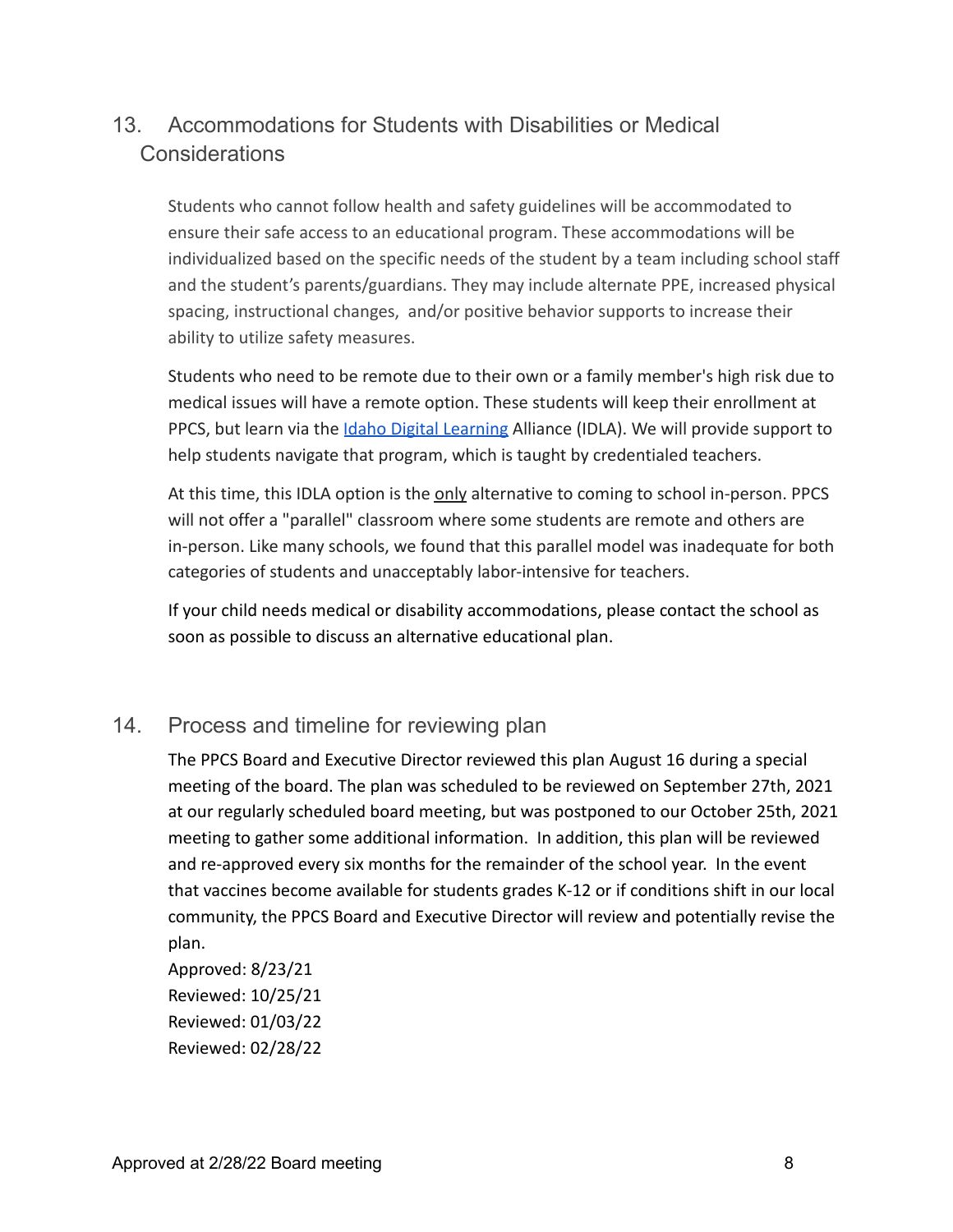## 13. Accommodations for Students with Disabilities or Medical Considerations

Students who cannot follow health and safety guidelines will be accommodated to ensure their safe access to an educational program. These accommodations will be individualized based on the specific needs of the student by a team including school staff and the student's parents/guardians. They may include alternate PPE, increased physical spacing, instructional changes, and/or positive behavior supports to increase their ability to utilize safety measures.

Students who need to be remote due to their own or a family member's high risk due to medical issues will have a remote option. These students will keep their enrollment at PPCS, but learn via the [Idaho Digital Learning]() Alliance (IDLA). We will provide support to help students navigate that program, which is taught by credentialed teachers.

At this time, this IDLA option is the <u>only</u> alternative to coming to school in-person. PPCS will not offer a "parallel" classroom where some students are remote and others are in-person. Like many schools, we found that this parallel model was inadequate for both categories of students and unacceptably labor-intensive for teachers.

If your child needs medical or disability accommodations, please contact the school as soon as possible to discuss an alternative educational plan.

## 14. Process and timeline for reviewing plan

The PPCS Board and Executive Director reviewed this plan August 16 during a special meeting of the board. The plan was scheduled to be reviewed on September 27th, 2021 at our regularly scheduled board meeting, but was postponed to our October 25th, 2021 meeting to gather some additional information. In addition, this plan will be reviewed and re-approved every six months for the remainder of the school year. In the event that vaccines become available for students grades K-12 or if conditions shift in our local community, the PPCS Board and Executive Director will review and potentially revise the plan.

Approved: 8/23/21
Reviewed: 10/25/21
Reviewed: 01/03/22
Reviewed: 02/28/22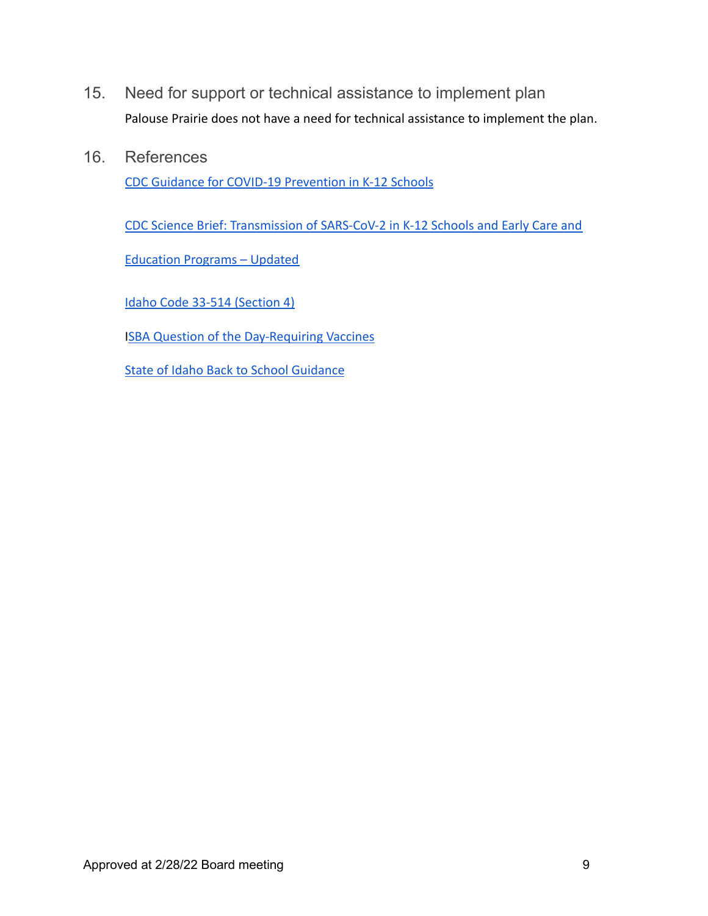## 15. Need for support or technical assistance to implement plan

Palouse Prairie does not have a need for technical assistance to implement the plan.

## 16. References

CDC Guidance for COVID-19 Prevention in K-12 Schools

CDC Science Brief: Transmission of SARS-CoV-2 in K-12 Schools and Early Care and Education Programs – Updated

Idaho Code 33-514 (Section 4)

ISBA Question of the Day-Requiring Vaccines

State of Idaho Back to School Guidance

Approved at 2/28/22 Board meeting